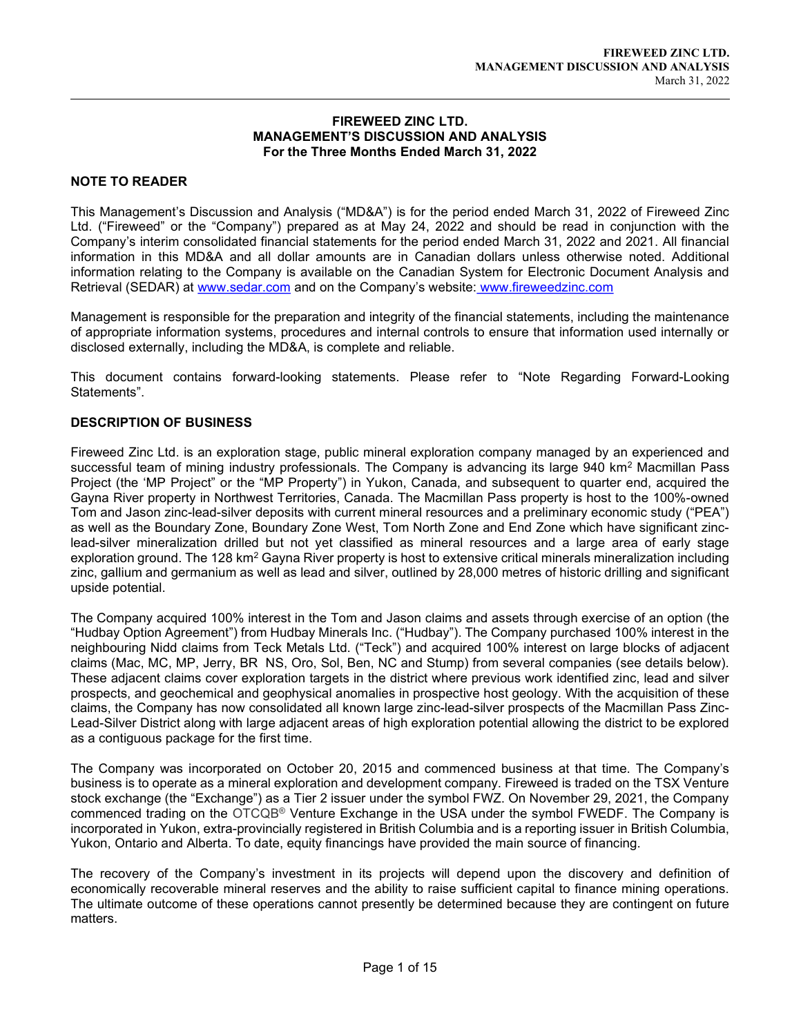# FIREWEED ZINC LTD.
## MANAGEMENT'S DISCUSSION AND ANALYSIS
### For the Three Months Ended March 31, 2022

## NOTE TO READER

This Management's Discussion and Analysis ("MD&A") is for the period ended March 31, 2022 of Fireweed Zinc Ltd. ("Fireweed" or the "Company") prepared as at May 24, 2022 and should be read in conjunction with the Company's interim consolidated financial statements for the period ended March 31, 2022 and 2021. All financial information in this MD&A and all dollar amounts are in Canadian dollars unless otherwise noted. Additional information relating to the Company is available on the Canadian System for Electronic Document Analysis and Retrieval (SEDAR) at www.sedar.com and on the Company's website: www.fireweedzinc.com

Management is responsible for the preparation and integrity of the financial statements, including the maintenance of appropriate information systems, procedures and internal controls to ensure that information used internally or disclosed externally, including the MD&A, is complete and reliable.

This document contains forward-looking statements. Please refer to "Note Regarding Forward-Looking Statements".

## DESCRIPTION OF BUSINESS

Fireweed Zinc Ltd. is an exploration stage, public mineral exploration company managed by an experienced and successful team of mining industry professionals. The Company is advancing its large 940 km$^2$ Macmillan Pass Project (the 'MP Project" or the "MP Property") in Yukon, Canada, and subsequent to quarter end, acquired the Gayna River property in Northwest Territories, Canada. The Macmillan Pass property is host to the 100%-owned Tom and Jason zinc-lead-silver deposits with current mineral resources and a preliminary economic study ("PEA") as well as the Boundary Zone, Boundary Zone West, Tom North Zone and End Zone which have significant zinc-lead-silver mineralization drilled but not yet classified as mineral resources and a large area of early stage exploration ground. The 128 km$^2$ Gayna River property is host to extensive critical minerals mineralization including zinc, gallium and germanium as well as lead and silver, outlined by 28,000 metres of historic drilling and significant upside potential.

The Company acquired 100% interest in the Tom and Jason claims and assets through exercise of an option (the "Hudbay Option Agreement") from Hudbay Minerals Inc. ("Hudbay"). The Company purchased 100% interest in the neighbouring Nidd claims from Teck Metals Ltd. ("Teck") and acquired 100% interest on large blocks of adjacent claims (Mac, MC, MP, Jerry, BR NS, Oro, Sol, Ben, NC and Stump) from several companies (see details below). These adjacent claims cover exploration targets in the district where previous work identified zinc, lead and silver prospects, and geochemical and geophysical anomalies in prospective host geology. With the acquisition of these claims, the Company has now consolidated all known large zinc-lead-silver prospects of the Macmillan Pass Zinc-Lead-Silver District along with large adjacent areas of high exploration potential allowing the district to be explored as a contiguous package for the first time.

The Company was incorporated on October 20, 2015 and commenced business at that time. The Company's business is to operate as a mineral exploration and development company. Fireweed is traded on the TSX Venture stock exchange (the "Exchange") as a Tier 2 issuer under the symbol FWZ. On November 29, 2021, the Company commenced trading on the OTCQB® Venture Exchange in the USA under the symbol FWEDF. The Company is incorporated in Yukon, extra-provincially registered in British Columbia and is a reporting issuer in British Columbia, Yukon, Ontario and Alberta. To date, equity financings have provided the main source of financing.

The recovery of the Company's investment in its projects will depend upon the discovery and definition of economically recoverable mineral reserves and the ability to raise sufficient capital to finance mining operations. The ultimate outcome of these operations cannot presently be determined because they are contingent on future matters.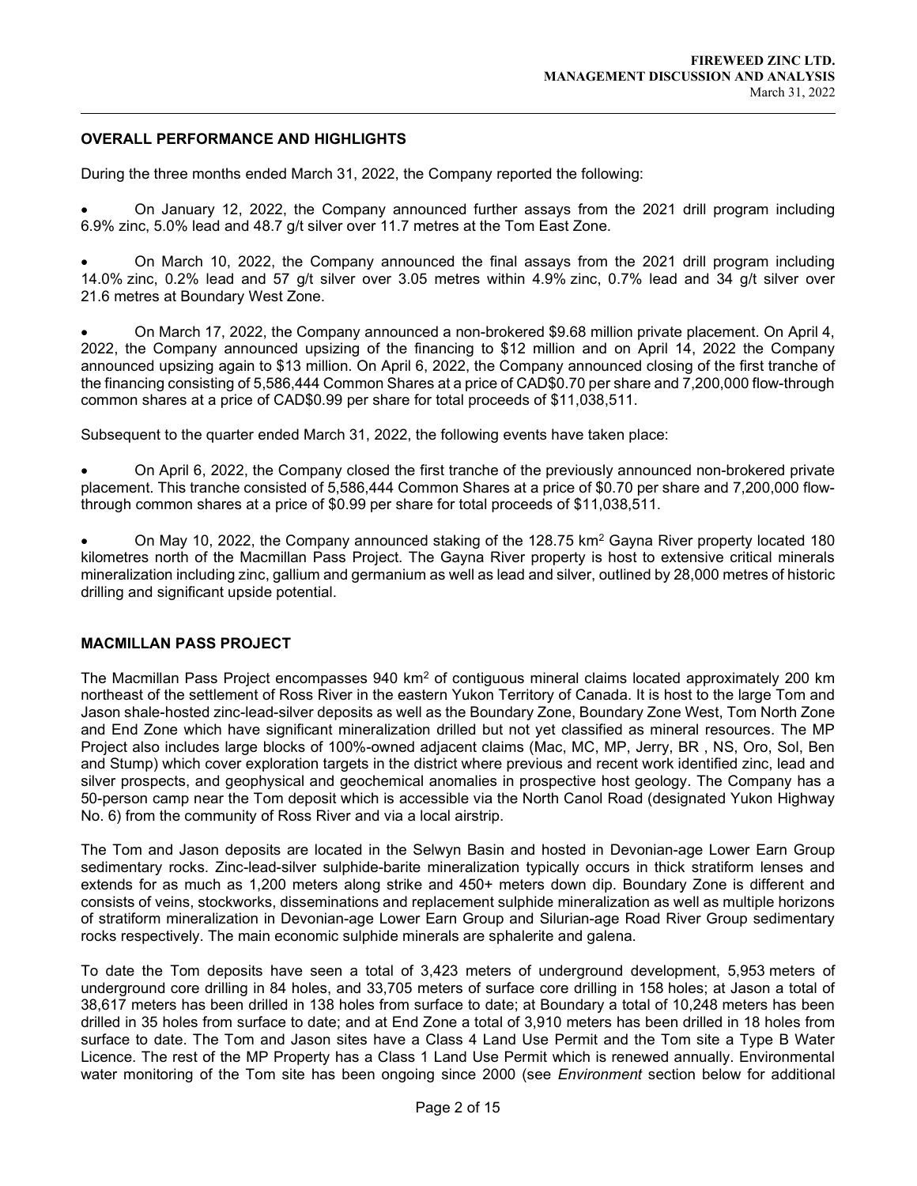## OVERALL PERFORMANCE AND HIGHLIGHTS

During the three months ended March 31, 2022, the Company reported the following:

- On January 12, 2022, the Company announced further assays from the 2021 drill program including 6.9% zinc, 5.0% lead and 48.7 g/t silver over 11.7 metres at the Tom East Zone.

- On March 10, 2022, the Company announced the final assays from the 2021 drill program including 14.0% zinc, 0.2% lead and 57 g/t silver over 3.05 metres within 4.9% zinc, 0.7% lead and 34 g/t silver over 21.6 metres at Boundary West Zone.

- On March 17, 2022, the Company announced a non-brokered $9.68 million private placement. On April 4, 2022, the Company announced upsizing of the financing to $12 million and on April 14, 2022 the Company announced upsizing again to $13 million. On April 6, 2022, the Company announced closing of the first tranche of the financing consisting of 5,586,444 Common Shares at a price of CAD$0.70 per share and 7,200,000 flow-through common shares at a price of CAD$0.99 per share for total proceeds of $11,038,511.

Subsequent to the quarter ended March 31, 2022, the following events have taken place:

- On April 6, 2022, the Company closed the first tranche of the previously announced non-brokered private placement. This tranche consisted of 5,586,444 Common Shares at a price of $0.70 per share and 7,200,000 flow-through common shares at a price of $0.99 per share for total proceeds of $11,038,511.

- On May 10, 2022, the Company announced staking of the 128.75 km$^2$ Gayna River property located 180 kilometres north of the Macmillan Pass Project. The Gayna River property is host to extensive critical minerals mineralization including zinc, gallium and germanium as well as lead and silver, outlined by 28,000 metres of historic drilling and significant upside potential.

## MACMILLAN PASS PROJECT

The Macmillan Pass Project encompasses 940 km$^2$ of contiguous mineral claims located approximately 200 km northeast of the settlement of Ross River in the eastern Yukon Territory of Canada. It is host to the large Tom and Jason shale-hosted zinc-lead-silver deposits as well as the Boundary Zone, Boundary Zone West, Tom North Zone and End Zone which have significant mineralization drilled but not yet classified as mineral resources. The MP Project also includes large blocks of 100%-owned adjacent claims (Mac, MC, MP, Jerry, BR , NS, Oro, Sol, Ben and Stump) which cover exploration targets in the district where previous and recent work identified zinc, lead and silver prospects, and geophysical and geochemical anomalies in prospective host geology. The Company has a 50-person camp near the Tom deposit which is accessible via the North Canol Road (designated Yukon Highway No. 6) from the community of Ross River and via a local airstrip.

The Tom and Jason deposits are located in the Selwyn Basin and hosted in Devonian-age Lower Earn Group sedimentary rocks. Zinc-lead-silver sulphide-barite mineralization typically occurs in thick stratiform lenses and extends for as much as 1,200 meters along strike and 450+ meters down dip. Boundary Zone is different and consists of veins, stockworks, disseminations and replacement sulphide mineralization as well as multiple horizons of stratiform mineralization in Devonian-age Lower Earn Group and Silurian-age Road River Group sedimentary rocks respectively. The main economic sulphide minerals are sphalerite and galena.

To date the Tom deposits have seen a total of 3,423 meters of underground development, 5,953 meters of underground core drilling in 84 holes, and 33,705 meters of surface core drilling in 158 holes; at Jason a total of 38,617 meters has been drilled in 138 holes from surface to date; at Boundary a total of 10,248 meters has been drilled in 35 holes from surface to date; and at End Zone a total of 3,910 meters has been drilled in 18 holes from surface to date. The Tom and Jason sites have a Class 4 Land Use Permit and the Tom site a Type B Water Licence. The rest of the MP Property has a Class 1 Land Use Permit which is renewed annually. Environmental water monitoring of the Tom site has been ongoing since 2000 (see *Environment* section below for additional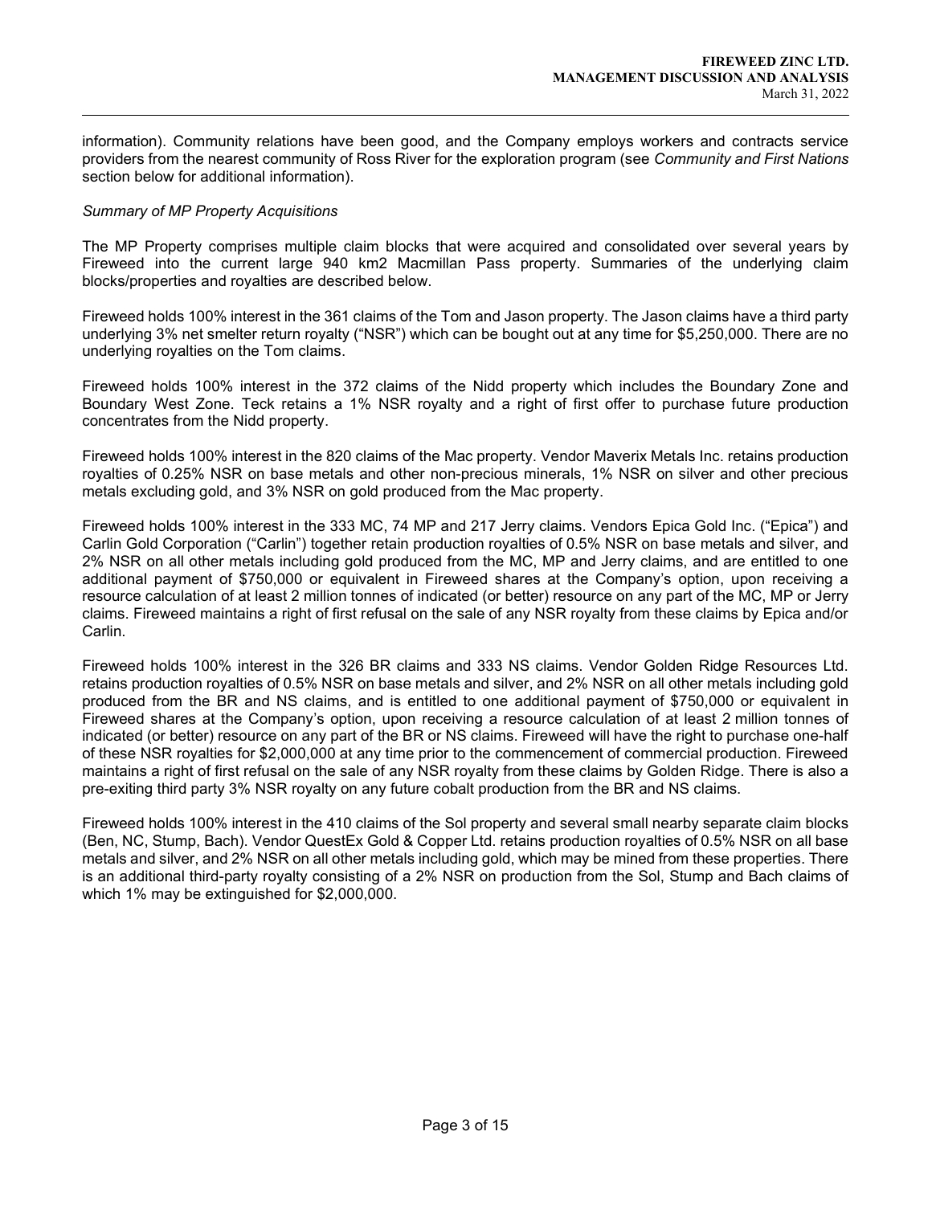information). Community relations have been good, and the Company employs workers and contracts service providers from the nearest community of Ross River for the exploration program (see *Community and First Nations* section below for additional information).

*Summary of MP Property Acquisitions*

The MP Property comprises multiple claim blocks that were acquired and consolidated over several years by Fireweed into the current large 940 km2 Macmillan Pass property. Summaries of the underlying claim blocks/properties and royalties are described below.

Fireweed holds 100% interest in the 361 claims of the Tom and Jason property. The Jason claims have a third party underlying 3% net smelter return royalty ("NSR") which can be bought out at any time for $5,250,000. There are no underlying royalties on the Tom claims.

Fireweed holds 100% interest in the 372 claims of the Nidd property which includes the Boundary Zone and Boundary West Zone. Teck retains a 1% NSR royalty and a right of first offer to purchase future production concentrates from the Nidd property.

Fireweed holds 100% interest in the 820 claims of the Mac property. Vendor Maverix Metals Inc. retains production royalties of 0.25% NSR on base metals and other non-precious minerals, 1% NSR on silver and other precious metals excluding gold, and 3% NSR on gold produced from the Mac property.

Fireweed holds 100% interest in the 333 MC, 74 MP and 217 Jerry claims. Vendors Epica Gold Inc. ("Epica") and Carlin Gold Corporation ("Carlin") together retain production royalties of 0.5% NSR on base metals and silver, and 2% NSR on all other metals including gold produced from the MC, MP and Jerry claims, and are entitled to one additional payment of $750,000 or equivalent in Fireweed shares at the Company's option, upon receiving a resource calculation of at least 2 million tonnes of indicated (or better) resource on any part of the MC, MP or Jerry claims. Fireweed maintains a right of first refusal on the sale of any NSR royalty from these claims by Epica and/or Carlin.

Fireweed holds 100% interest in the 326 BR claims and 333 NS claims. Vendor Golden Ridge Resources Ltd. retains production royalties of 0.5% NSR on base metals and silver, and 2% NSR on all other metals including gold produced from the BR and NS claims, and is entitled to one additional payment of $750,000 or equivalent in Fireweed shares at the Company's option, upon receiving a resource calculation of at least 2 million tonnes of indicated (or better) resource on any part of the BR or NS claims. Fireweed will have the right to purchase one-half of these NSR royalties for $2,000,000 at any time prior to the commencement of commercial production. Fireweed maintains a right of first refusal on the sale of any NSR royalty from these claims by Golden Ridge. There is also a pre-exiting third party 3% NSR royalty on any future cobalt production from the BR and NS claims.

Fireweed holds 100% interest in the 410 claims of the Sol property and several small nearby separate claim blocks (Ben, NC, Stump, Bach). Vendor QuestEx Gold & Copper Ltd. retains production royalties of 0.5% NSR on all base metals and silver, and 2% NSR on all other metals including gold, which may be mined from these properties. There is an additional third-party royalty consisting of a 2% NSR on production from the Sol, Stump and Bach claims of which 1% may be extinguished for $2,000,000.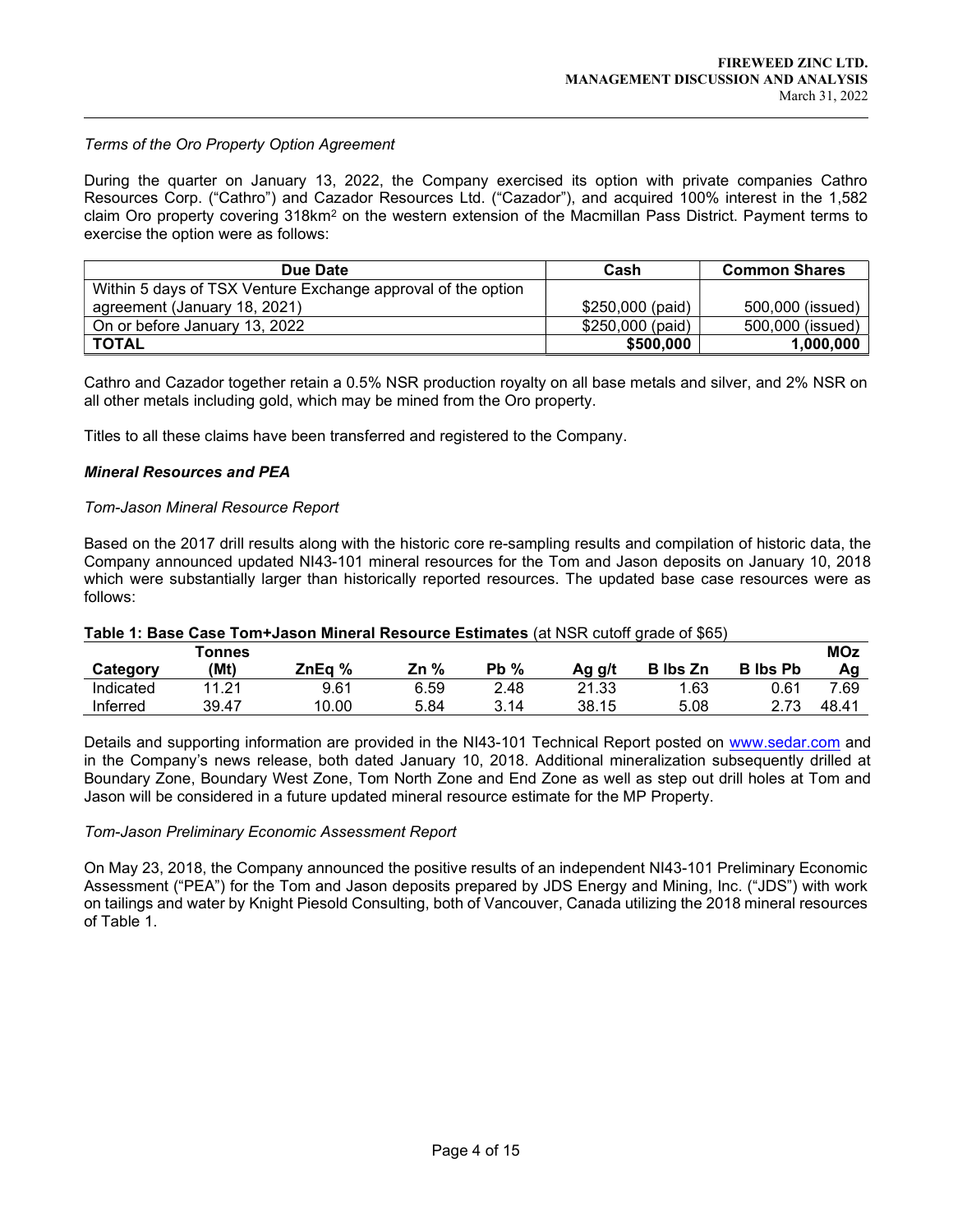*Terms of the Oro Property Option Agreement*

During the quarter on January 13, 2022, the Company exercised its option with private companies Cathro Resources Corp. ("Cathro") and Cazador Resources Ltd. ("Cazador"), and acquired 100% interest in the 1,582 claim Oro property covering 318km$^2$ on the western extension of the Macmillan Pass District. Payment terms to exercise the option were as follows:

| Due Date | Cash | Common Shares |
|---|---|---|
| Within 5 days of TSX Venture Exchange approval of the option agreement (January 18, 2021) | $250,000 (paid) | 500,000 (issued) |
| On or before January 13, 2022 | $250,000 (paid) | 500,000 (issued) |
| **TOTAL** | **$500,000** | **1,000,000** |

Cathro and Cazador together retain a 0.5% NSR production royalty on all base metals and silver, and 2% NSR on all other metals including gold, which may be mined from the Oro property.

Titles to all these claims have been transferred and registered to the Company.

***Mineral Resources and PEA***

*Tom-Jason Mineral Resource Report*

Based on the 2017 drill results along with the historic core re-sampling results and compilation of historic data, the Company announced updated NI43-101 mineral resources for the Tom and Jason deposits on January 10, 2018 which were substantially larger than historically reported resources. The updated base case resources were as follows:

**Table 1: Base Case Tom+Jason Mineral Resource Estimates** (at NSR cutoff grade of $65)

| Category | Tonnes (Mt) | ZnEq % | Zn % | Pb % | Ag g/t | B lbs Zn | B lbs Pb | MOz Ag |
|---|---|---|---|---|---|---|---|---|
| Indicated | 11.21 | 9.61 | 6.59 | 2.48 | 21.33 | 1.63 | 0.61 | 7.69 |
| Inferred | 39.47 | 10.00 | 5.84 | 3.14 | 38.15 | 5.08 | 2.73 | 48.41 |

Details and supporting information are provided in the NI43-101 Technical Report posted on www.sedar.com and in the Company's news release, both dated January 10, 2018. Additional mineralization subsequently drilled at Boundary Zone, Boundary West Zone, Tom North Zone and End Zone as well as step out drill holes at Tom and Jason will be considered in a future updated mineral resource estimate for the MP Property.

*Tom-Jason Preliminary Economic Assessment Report*

On May 23, 2018, the Company announced the positive results of an independent NI43-101 Preliminary Economic Assessment ("PEA") for the Tom and Jason deposits prepared by JDS Energy and Mining, Inc. ("JDS") with work on tailings and water by Knight Piesold Consulting, both of Vancouver, Canada utilizing the 2018 mineral resources of Table 1.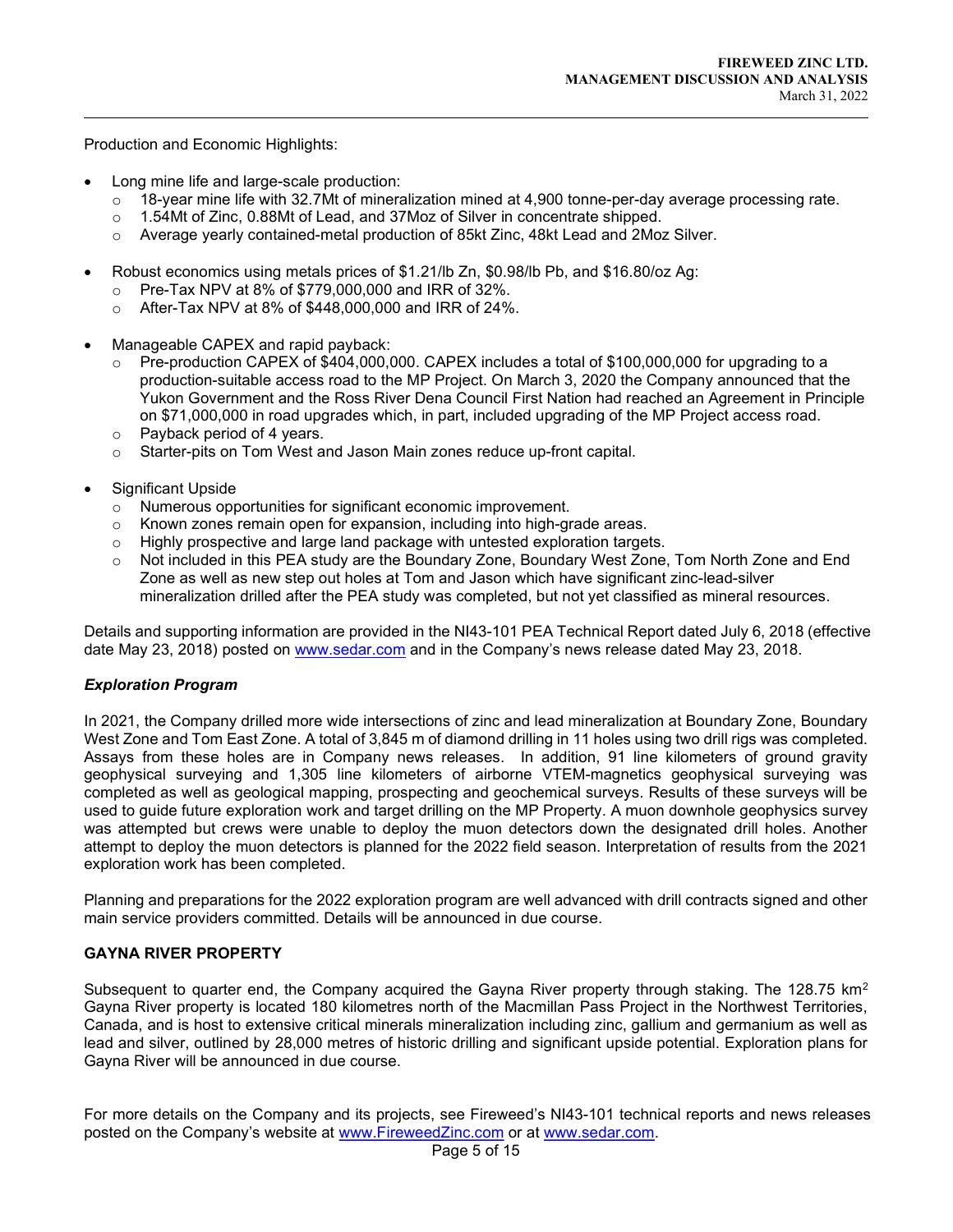Production and Economic Highlights:

- Long mine life and large-scale production:
  - 18-year mine life with 32.7Mt of mineralization mined at 4,900 tonne-per-day average processing rate.
  - 1.54Mt of Zinc, 0.88Mt of Lead, and 37Moz of Silver in concentrate shipped.
  - Average yearly contained-metal production of 85kt Zinc, 48kt Lead and 2Moz Silver.

- Robust economics using metals prices of $1.21/lb Zn, $0.98/lb Pb, and $16.80/oz Ag:
  - Pre-Tax NPV at 8% of $779,000,000 and IRR of 32%.
  - After-Tax NPV at 8% of $448,000,000 and IRR of 24%.

- Manageable CAPEX and rapid payback:
  - Pre-production CAPEX of $404,000,000. CAPEX includes a total of $100,000,000 for upgrading to a production-suitable access road to the MP Project. On March 3, 2020 the Company announced that the Yukon Government and the Ross River Dena Council First Nation had reached an Agreement in Principle on $71,000,000 in road upgrades which, in part, included upgrading of the MP Project access road.
  - Payback period of 4 years.
  - Starter-pits on Tom West and Jason Main zones reduce up-front capital.

- Significant Upside
  - Numerous opportunities for significant economic improvement.
  - Known zones remain open for expansion, including into high-grade areas.
  - Highly prospective and large land package with untested exploration targets.
  - Not included in this PEA study are the Boundary Zone, Boundary West Zone, Tom North Zone and End Zone as well as new step out holes at Tom and Jason which have significant zinc-lead-silver mineralization drilled after the PEA study was completed, but not yet classified as mineral resources.

Details and supporting information are provided in the NI43-101 PEA Technical Report dated July 6, 2018 (effective date May 23, 2018) posted on www.sedar.com and in the Company's news release dated May 23, 2018.

### *Exploration Program*

In 2021, the Company drilled more wide intersections of zinc and lead mineralization at Boundary Zone, Boundary West Zone and Tom East Zone. A total of 3,845 m of diamond drilling in 11 holes using two drill rigs was completed. Assays from these holes are in Company news releases. In addition, 91 line kilometers of ground gravity geophysical surveying and 1,305 line kilometers of airborne VTEM-magnetics geophysical surveying was completed as well as geological mapping, prospecting and geochemical surveys. Results of these surveys will be used to guide future exploration work and target drilling on the MP Property. A muon downhole geophysics survey was attempted but crews were unable to deploy the muon detectors down the designated drill holes. Another attempt to deploy the muon detectors is planned for the 2022 field season. Interpretation of results from the 2021 exploration work has been completed.

Planning and preparations for the 2022 exploration program are well advanced with drill contracts signed and other main service providers committed. Details will be announced in due course.

## GAYNA RIVER PROPERTY

Subsequent to quarter end, the Company acquired the Gayna River property through staking. The 128.75 km$^2$ Gayna River property is located 180 kilometres north of the Macmillan Pass Project in the Northwest Territories, Canada, and is host to extensive critical minerals mineralization including zinc, gallium and germanium as well as lead and silver, outlined by 28,000 metres of historic drilling and significant upside potential. Exploration plans for Gayna River will be announced in due course.

For more details on the Company and its projects, see Fireweed's NI43-101 technical reports and news releases posted on the Company's website at www.FireweedZinc.com or at www.sedar.com.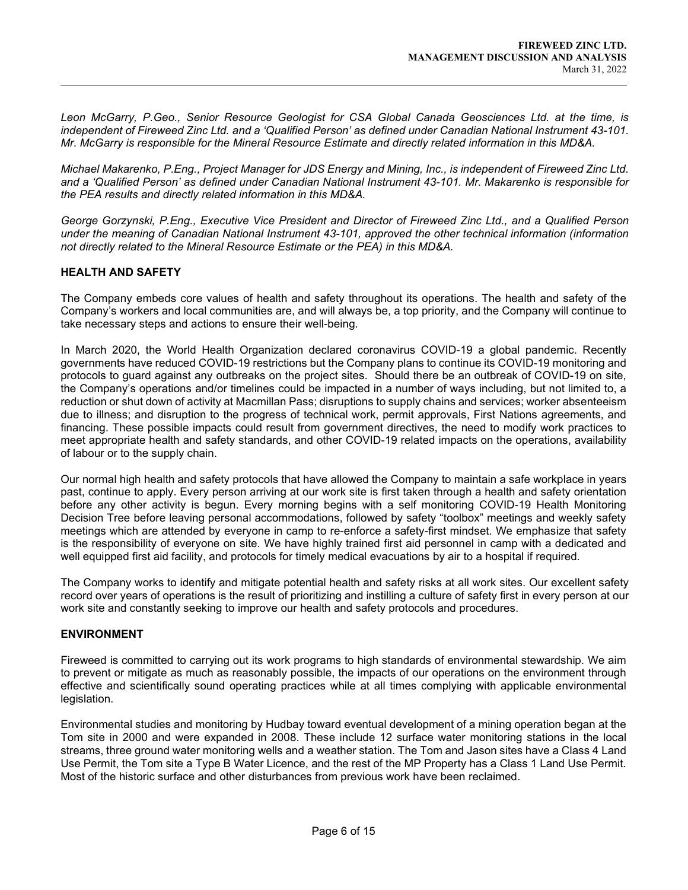*Leon McGarry, P.Geo., Senior Resource Geologist for CSA Global Canada Geosciences Ltd. at the time, is independent of Fireweed Zinc Ltd. and a 'Qualified Person' as defined under Canadian National Instrument 43-101. Mr. McGarry is responsible for the Mineral Resource Estimate and directly related information in this MD&A.*

*Michael Makarenko, P.Eng., Project Manager for JDS Energy and Mining, Inc., is independent of Fireweed Zinc Ltd. and a 'Qualified Person' as defined under Canadian National Instrument 43-101. Mr. Makarenko is responsible for the PEA results and directly related information in this MD&A.*

*George Gorzynski, P.Eng., Executive Vice President and Director of Fireweed Zinc Ltd., and a Qualified Person under the meaning of Canadian National Instrument 43-101, approved the other technical information (information not directly related to the Mineral Resource Estimate or the PEA) in this MD&A.*

## HEALTH AND SAFETY

The Company embeds core values of health and safety throughout its operations. The health and safety of the Company's workers and local communities are, and will always be, a top priority, and the Company will continue to take necessary steps and actions to ensure their well-being.

In March 2020, the World Health Organization declared coronavirus COVID-19 a global pandemic. Recently governments have reduced COVID-19 restrictions but the Company plans to continue its COVID-19 monitoring and protocols to guard against any outbreaks on the project sites. Should there be an outbreak of COVID-19 on site, the Company's operations and/or timelines could be impacted in a number of ways including, but not limited to, a reduction or shut down of activity at Macmillan Pass; disruptions to supply chains and services; worker absenteeism due to illness; and disruption to the progress of technical work, permit approvals, First Nations agreements, and financing. These possible impacts could result from government directives, the need to modify work practices to meet appropriate health and safety standards, and other COVID-19 related impacts on the operations, availability of labour or to the supply chain.

Our normal high health and safety protocols that have allowed the Company to maintain a safe workplace in years past, continue to apply. Every person arriving at our work site is first taken through a health and safety orientation before any other activity is begun. Every morning begins with a self monitoring COVID-19 Health Monitoring Decision Tree before leaving personal accommodations, followed by safety "toolbox" meetings and weekly safety meetings which are attended by everyone in camp to re-enforce a safety-first mindset. We emphasize that safety is the responsibility of everyone on site. We have highly trained first aid personnel in camp with a dedicated and well equipped first aid facility, and protocols for timely medical evacuations by air to a hospital if required.

The Company works to identify and mitigate potential health and safety risks at all work sites. Our excellent safety record over years of operations is the result of prioritizing and instilling a culture of safety first in every person at our work site and constantly seeking to improve our health and safety protocols and procedures.

## ENVIRONMENT

Fireweed is committed to carrying out its work programs to high standards of environmental stewardship. We aim to prevent or mitigate as much as reasonably possible, the impacts of our operations on the environment through effective and scientifically sound operating practices while at all times complying with applicable environmental legislation.

Environmental studies and monitoring by Hudbay toward eventual development of a mining operation began at the Tom site in 2000 and were expanded in 2008. These include 12 surface water monitoring stations in the local streams, three ground water monitoring wells and a weather station. The Tom and Jason sites have a Class 4 Land Use Permit, the Tom site a Type B Water Licence, and the rest of the MP Property has a Class 1 Land Use Permit. Most of the historic surface and other disturbances from previous work have been reclaimed.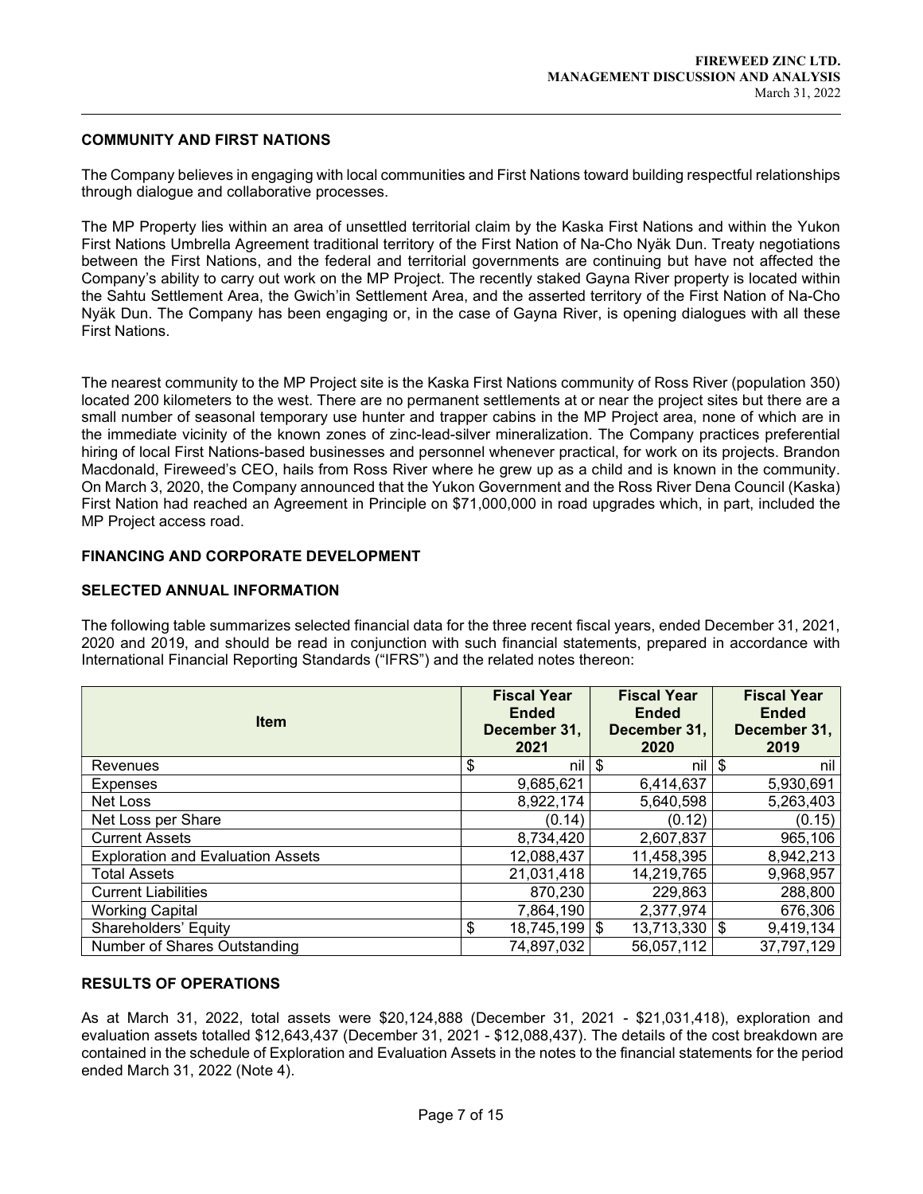## COMMUNITY AND FIRST NATIONS

The Company believes in engaging with local communities and First Nations toward building respectful relationships through dialogue and collaborative processes.

The MP Property lies within an area of unsettled territorial claim by the Kaska First Nations and within the Yukon First Nations Umbrella Agreement traditional territory of the First Nation of Na-Cho Nyäk Dun. Treaty negotiations between the First Nations, and the federal and territorial governments are continuing but have not affected the Company's ability to carry out work on the MP Project. The recently staked Gayna River property is located within the Sahtu Settlement Area, the Gwich'in Settlement Area, and the asserted territory of the First Nation of Na-Cho Nyäk Dun. The Company has been engaging or, in the case of Gayna River, is opening dialogues with all these First Nations.

The nearest community to the MP Project site is the Kaska First Nations community of Ross River (population 350) located 200 kilometers to the west. There are no permanent settlements at or near the project sites but there are a small number of seasonal temporary use hunter and trapper cabins in the MP Project area, none of which are in the immediate vicinity of the known zones of zinc-lead-silver mineralization. The Company practices preferential hiring of local First Nations-based businesses and personnel whenever practical, for work on its projects. Brandon Macdonald, Fireweed's CEO, hails from Ross River where he grew up as a child and is known in the community. On March 3, 2020, the Company announced that the Yukon Government and the Ross River Dena Council (Kaska) First Nation had reached an Agreement in Principle on $71,000,000 in road upgrades which, in part, included the MP Project access road.

## FINANCING AND CORPORATE DEVELOPMENT

## SELECTED ANNUAL INFORMATION

The following table summarizes selected financial data for the three recent fiscal years, ended December 31, 2021, 2020 and 2019, and should be read in conjunction with such financial statements, prepared in accordance with International Financial Reporting Standards ("IFRS") and the related notes thereon:

| Item | Fiscal Year Ended December 31, 2021 | Fiscal Year Ended December 31, 2020 | Fiscal Year Ended December 31, 2019 |
|---|---|---|---|
| Revenues | $ nil | $ nil | $ nil |
| Expenses | 9,685,621 | 6,414,637 | 5,930,691 |
| Net Loss | 8,922,174 | 5,640,598 | 5,263,403 |
| Net Loss per Share | (0.14) | (0.12) | (0.15) |
| Current Assets | 8,734,420 | 2,607,837 | 965,106 |
| Exploration and Evaluation Assets | 12,088,437 | 11,458,395 | 8,942,213 |
| Total Assets | 21,031,418 | 14,219,765 | 9,968,957 |
| Current Liabilities | 870,230 | 229,863 | 288,800 |
| Working Capital | 7,864,190 | 2,377,974 | 676,306 |
| Shareholders' Equity | $ 18,745,199 | $ 13,713,330 | $ 9,419,134 |
| Number of Shares Outstanding | 74,897,032 | 56,057,112 | 37,797,129 |

## RESULTS OF OPERATIONS

As at March 31, 2022, total assets were $20,124,888 (December 31, 2021 - $21,031,418), exploration and evaluation assets totalled $12,643,437 (December 31, 2021 - $12,088,437). The details of the cost breakdown are contained in the schedule of Exploration and Evaluation Assets in the notes to the financial statements for the period ended March 31, 2022 (Note 4).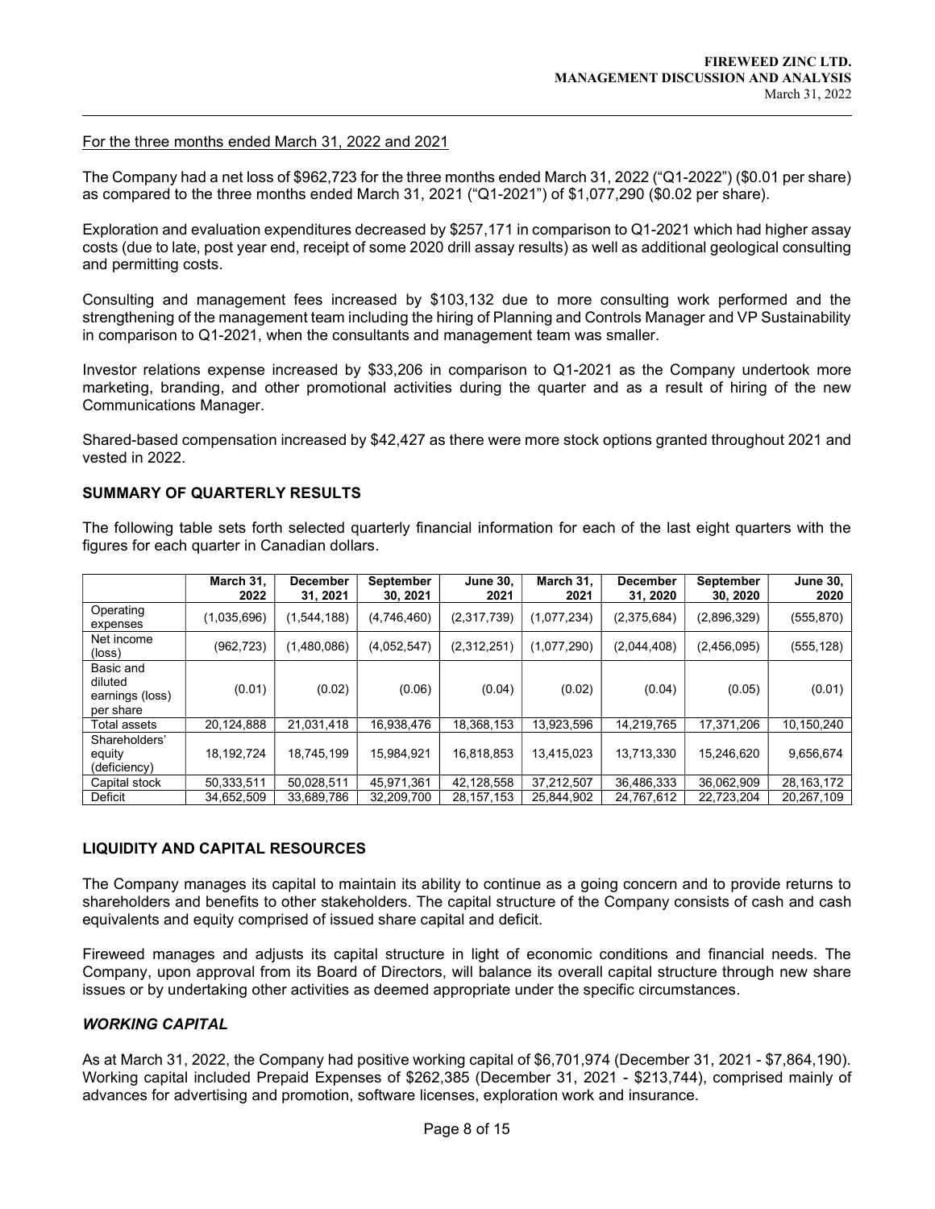For the three months ended March 31, 2022 and 2021

The Company had a net loss of $962,723 for the three months ended March 31, 2022 ("Q1-2022") ($0.01 per share) as compared to the three months ended March 31, 2021 ("Q1-2021") of $1,077,290 ($0.02 per share).

Exploration and evaluation expenditures decreased by $257,171 in comparison to Q1-2021 which had higher assay costs (due to late, post year end, receipt of some 2020 drill assay results) as well as additional geological consulting and permitting costs.

Consulting and management fees increased by $103,132 due to more consulting work performed and the strengthening of the management team including the hiring of Planning and Controls Manager and VP Sustainability in comparison to Q1-2021, when the consultants and management team was smaller.

Investor relations expense increased by $33,206 in comparison to Q1-2021 as the Company undertook more marketing, branding, and other promotional activities during the quarter and as a result of hiring of the new Communications Manager.

Shared-based compensation increased by $42,427 as there were more stock options granted throughout 2021 and vested in 2022.

## SUMMARY OF QUARTERLY RESULTS

The following table sets forth selected quarterly financial information for each of the last eight quarters with the figures for each quarter in Canadian dollars.

| | March 31, 2022 | December 31, 2021 | September 30, 2021 | June 30, 2021 | March 31, 2021 | December 31, 2020 | September 30, 2020 | June 30, 2020 |
|---|---|---|---|---|---|---|---|---|
| Operating expenses | (1,035,696) | (1,544,188) | (4,746,460) | (2,317,739) | (1,077,234) | (2,375,684) | (2,896,329) | (555,870) |
| Net income (loss) | (962,723) | (1,480,086) | (4,052,547) | (2,312,251) | (1,077,290) | (2,044,408) | (2,456,095) | (555,128) |
| Basic and diluted earnings (loss) per share | (0.01) | (0.02) | (0.06) | (0.04) | (0.02) | (0.04) | (0.05) | (0.01) |
| Total assets | 20,124,888 | 21,031,418 | 16,938,476 | 18,368,153 | 13,923,596 | 14,219,765 | 17,371,206 | 10,150,240 |
| Shareholders' equity (deficiency) | 18,192,724 | 18,745,199 | 15,984,921 | 16,818,853 | 13,415,023 | 13,713,330 | 15,246,620 | 9,656,674 |
| Capital stock | 50,333,511 | 50,028,511 | 45,971,361 | 42,128,558 | 37,212,507 | 36,486,333 | 36,062,909 | 28,163,172 |
| Deficit | 34,652,509 | 33,689,786 | 32,209,700 | 28,157,153 | 25,844,902 | 24,767,612 | 22,723,204 | 20,267,109 |

## LIQUIDITY AND CAPITAL RESOURCES

The Company manages its capital to maintain its ability to continue as a going concern and to provide returns to shareholders and benefits to other stakeholders. The capital structure of the Company consists of cash and cash equivalents and equity comprised of issued share capital and deficit.

Fireweed manages and adjusts its capital structure in light of economic conditions and financial needs. The Company, upon approval from its Board of Directors, will balance its overall capital structure through new share issues or by undertaking other activities as deemed appropriate under the specific circumstances.

### *WORKING CAPITAL*

As at March 31, 2022, the Company had positive working capital of $6,701,974 (December 31, 2021 - $7,864,190). Working capital included Prepaid Expenses of $262,385 (December 31, 2021 - $213,744), comprised mainly of advances for advertising and promotion, software licenses, exploration work and insurance.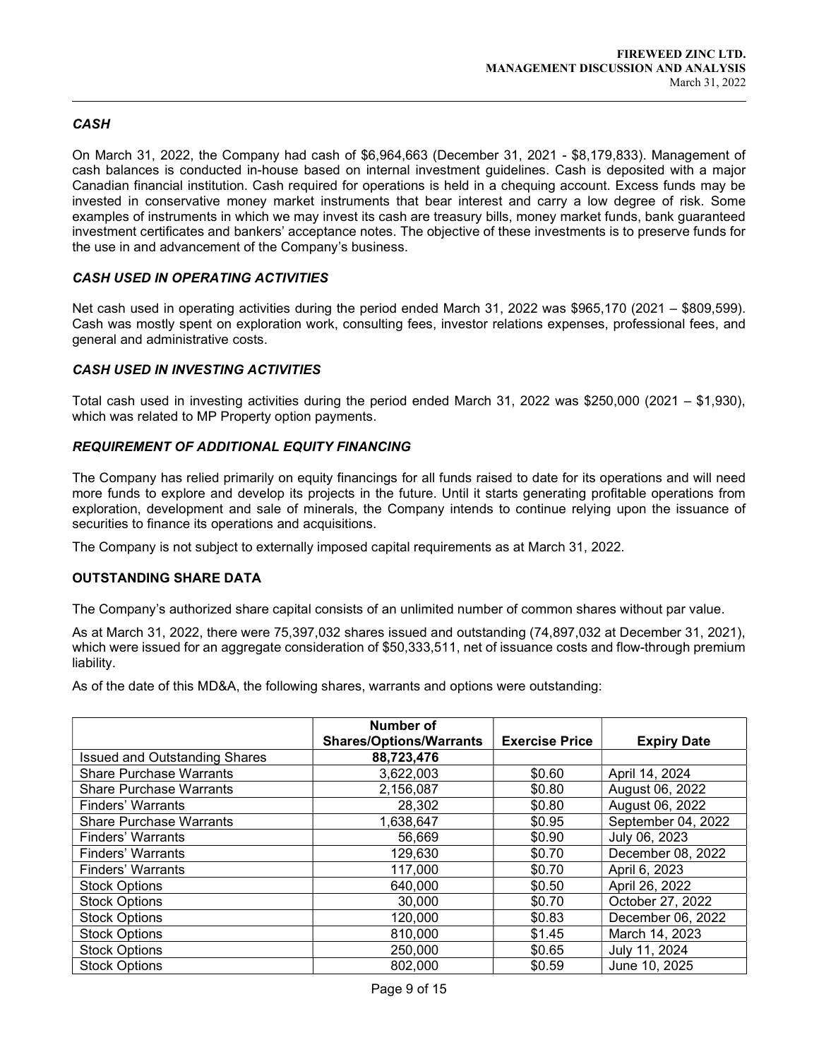### *CASH*

On March 31, 2022, the Company had cash of $6,964,663 (December 31, 2021 - $8,179,833). Management of cash balances is conducted in-house based on internal investment guidelines. Cash is deposited with a major Canadian financial institution. Cash required for operations is held in a chequing account. Excess funds may be invested in conservative money market instruments that bear interest and carry a low degree of risk. Some examples of instruments in which we may invest its cash are treasury bills, money market funds, bank guaranteed investment certificates and bankers' acceptance notes. The objective of these investments is to preserve funds for the use in and advancement of the Company's business.

### *CASH USED IN OPERATING ACTIVITIES*

Net cash used in operating activities during the period ended March 31, 2022 was $965,170 (2021 – $809,599). Cash was mostly spent on exploration work, consulting fees, investor relations expenses, professional fees, and general and administrative costs.

### *CASH USED IN INVESTING ACTIVITIES*

Total cash used in investing activities during the period ended March 31, 2022 was $250,000 (2021 – $1,930), which was related to MP Property option payments.

### *REQUIREMENT OF ADDITIONAL EQUITY FINANCING*

The Company has relied primarily on equity financings for all funds raised to date for its operations and will need more funds to explore and develop its projects in the future. Until it starts generating profitable operations from exploration, development and sale of minerals, the Company intends to continue relying upon the issuance of securities to finance its operations and acquisitions.

The Company is not subject to externally imposed capital requirements as at March 31, 2022.

## OUTSTANDING SHARE DATA

The Company's authorized share capital consists of an unlimited number of common shares without par value.

As at March 31, 2022, there were 75,397,032 shares issued and outstanding (74,897,032 at December 31, 2021), which were issued for an aggregate consideration of $50,333,511, net of issuance costs and flow-through premium liability.

As of the date of this MD&A, the following shares, warrants and options were outstanding:

| | Number of Shares/Options/Warrants | Exercise Price | Expiry Date |
|---|---|---|---|
| Issued and Outstanding Shares | **88,723,476** | | |
| Share Purchase Warrants | 3,622,003 | $0.60 | April 14, 2024 |
| Share Purchase Warrants | 2,156,087 | $0.80 | August 06, 2022 |
| Finders' Warrants | 28,302 | $0.80 | August 06, 2022 |
| Share Purchase Warrants | 1,638,647 | $0.95 | September 04, 2022 |
| Finders' Warrants | 56,669 | $0.90 | July 06, 2023 |
| Finders' Warrants | 129,630 | $0.70 | December 08, 2022 |
| Finders' Warrants | 117,000 | $0.70 | April 6, 2023 |
| Stock Options | 640,000 | $0.50 | April 26, 2022 |
| Stock Options | 30,000 | $0.70 | October 27, 2022 |
| Stock Options | 120,000 | $0.83 | December 06, 2022 |
| Stock Options | 810,000 | $1.45 | March 14, 2023 |
| Stock Options | 250,000 | $0.65 | July 11, 2024 |
| Stock Options | 802,000 | $0.59 | June 10, 2025 |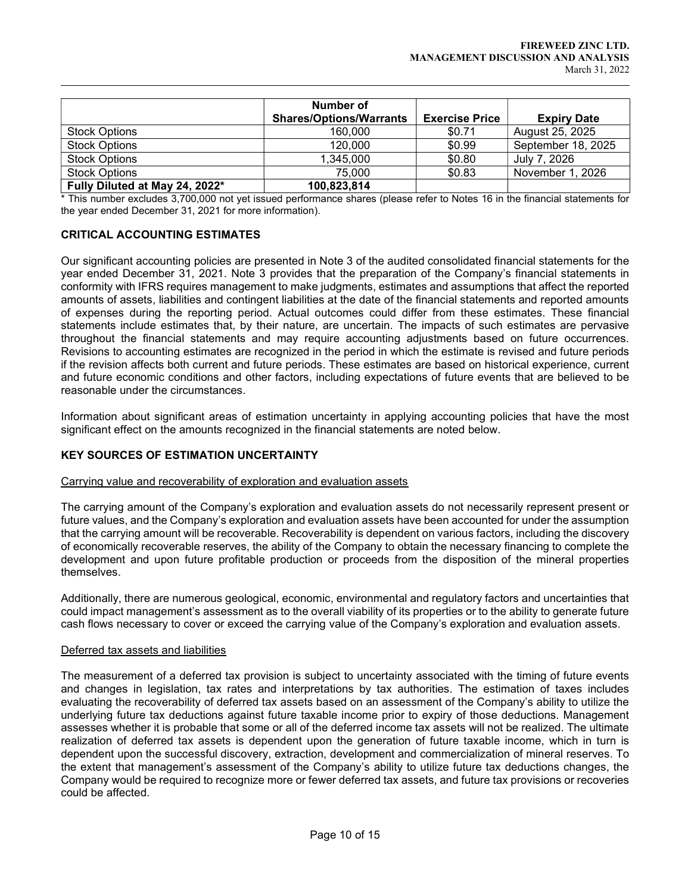| | Number of Shares/Options/Warrants | Exercise Price | Expiry Date |
|---|---|---|---|
| Stock Options | 160,000 | $0.71 | August 25, 2025 |
| Stock Options | 120,000 | $0.99 | September 18, 2025 |
| Stock Options | 1,345,000 | $0.80 | July 7, 2026 |
| Stock Options | 75,000 | $0.83 | November 1, 2026 |
| **Fully Diluted at May 24, 2022*** | **100,823,814** | | |

* This number excludes 3,700,000 not yet issued performance shares (please refer to Notes 16 in the financial statements for the year ended December 31, 2021 for more information).

## CRITICAL ACCOUNTING ESTIMATES

Our significant accounting policies are presented in Note 3 of the audited consolidated financial statements for the year ended December 31, 2021. Note 3 provides that the preparation of the Company's financial statements in conformity with IFRS requires management to make judgments, estimates and assumptions that affect the reported amounts of assets, liabilities and contingent liabilities at the date of the financial statements and reported amounts of expenses during the reporting period. Actual outcomes could differ from these estimates. These financial statements include estimates that, by their nature, are uncertain. The impacts of such estimates are pervasive throughout the financial statements and may require accounting adjustments based on future occurrences. Revisions to accounting estimates are recognized in the period in which the estimate is revised and future periods if the revision affects both current and future periods. These estimates are based on historical experience, current and future economic conditions and other factors, including expectations of future events that are believed to be reasonable under the circumstances.

Information about significant areas of estimation uncertainty in applying accounting policies that have the most significant effect on the amounts recognized in the financial statements are noted below.

## KEY SOURCES OF ESTIMATION UNCERTAINTY

Carrying value and recoverability of exploration and evaluation assets

The carrying amount of the Company's exploration and evaluation assets do not necessarily represent present or future values, and the Company's exploration and evaluation assets have been accounted for under the assumption that the carrying amount will be recoverable. Recoverability is dependent on various factors, including the discovery of economically recoverable reserves, the ability of the Company to obtain the necessary financing to complete the development and upon future profitable production or proceeds from the disposition of the mineral properties themselves.

Additionally, there are numerous geological, economic, environmental and regulatory factors and uncertainties that could impact management's assessment as to the overall viability of its properties or to the ability to generate future cash flows necessary to cover or exceed the carrying value of the Company's exploration and evaluation assets.

Deferred tax assets and liabilities

The measurement of a deferred tax provision is subject to uncertainty associated with the timing of future events and changes in legislation, tax rates and interpretations by tax authorities. The estimation of taxes includes evaluating the recoverability of deferred tax assets based on an assessment of the Company's ability to utilize the underlying future tax deductions against future taxable income prior to expiry of those deductions. Management assesses whether it is probable that some or all of the deferred income tax assets will not be realized. The ultimate realization of deferred tax assets is dependent upon the generation of future taxable income, which in turn is dependent upon the successful discovery, extraction, development and commercialization of mineral reserves. To the extent that management's assessment of the Company's ability to utilize future tax deductions changes, the Company would be required to recognize more or fewer deferred tax assets, and future tax provisions or recoveries could be affected.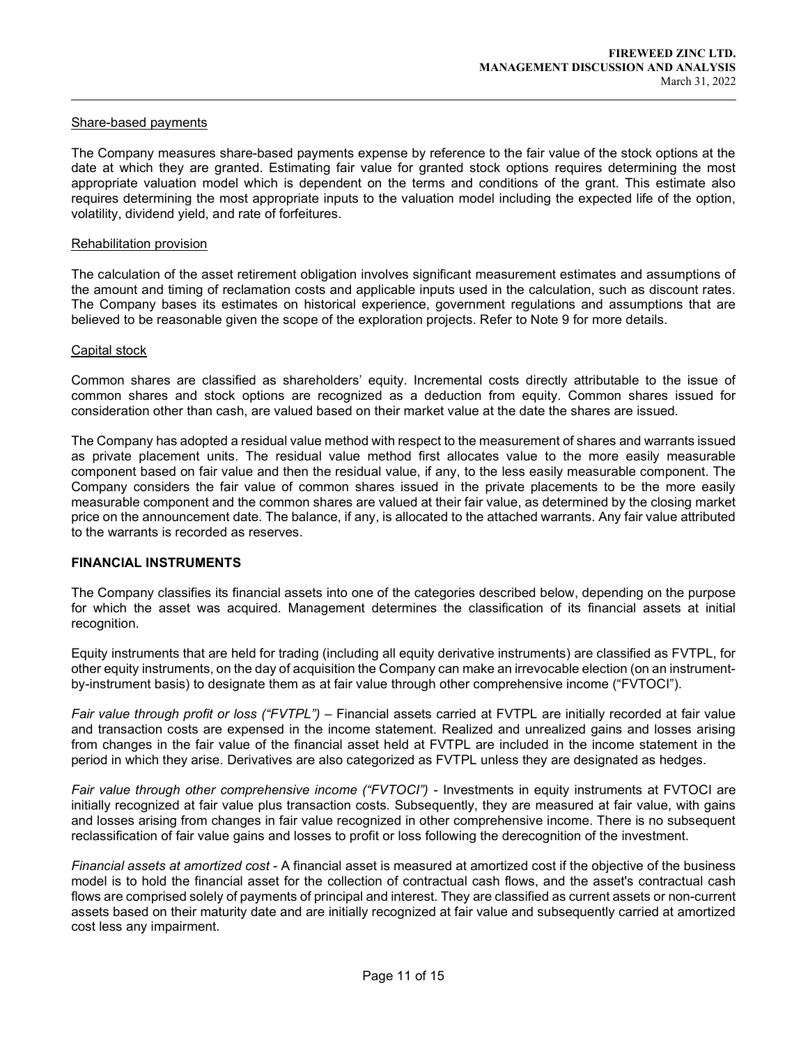### Share-based payments

The Company measures share-based payments expense by reference to the fair value of the stock options at the date at which they are granted. Estimating fair value for granted stock options requires determining the most appropriate valuation model which is dependent on the terms and conditions of the grant. This estimate also requires determining the most appropriate inputs to the valuation model including the expected life of the option, volatility, dividend yield, and rate of forfeitures.

### Rehabilitation provision

The calculation of the asset retirement obligation involves significant measurement estimates and assumptions of the amount and timing of reclamation costs and applicable inputs used in the calculation, such as discount rates. The Company bases its estimates on historical experience, government regulations and assumptions that are believed to be reasonable given the scope of the exploration projects. Refer to Note 9 for more details.

### Capital stock

Common shares are classified as shareholders' equity. Incremental costs directly attributable to the issue of common shares and stock options are recognized as a deduction from equity. Common shares issued for consideration other than cash, are valued based on their market value at the date the shares are issued.

The Company has adopted a residual value method with respect to the measurement of shares and warrants issued as private placement units. The residual value method first allocates value to the more easily measurable component based on fair value and then the residual value, if any, to the less easily measurable component. The Company considers the fair value of common shares issued in the private placements to be the more easily measurable component and the common shares are valued at their fair value, as determined by the closing market price on the announcement date. The balance, if any, is allocated to the attached warrants. Any fair value attributed to the warrants is recorded as reserves.

## FINANCIAL INSTRUMENTS

The Company classifies its financial assets into one of the categories described below, depending on the purpose for which the asset was acquired. Management determines the classification of its financial assets at initial recognition.

Equity instruments that are held for trading (including all equity derivative instruments) are classified as FVTPL, for other equity instruments, on the day of acquisition the Company can make an irrevocable election (on an instrument-by-instrument basis) to designate them as at fair value through other comprehensive income ("FVTOCI").

*Fair value through profit or loss ("FVTPL")* – Financial assets carried at FVTPL are initially recorded at fair value and transaction costs are expensed in the income statement. Realized and unrealized gains and losses arising from changes in the fair value of the financial asset held at FVTPL are included in the income statement in the period in which they arise. Derivatives are also categorized as FVTPL unless they are designated as hedges.

*Fair value through other comprehensive income ("FVTOCI")* - Investments in equity instruments at FVTOCI are initially recognized at fair value plus transaction costs. Subsequently, they are measured at fair value, with gains and losses arising from changes in fair value recognized in other comprehensive income. There is no subsequent reclassification of fair value gains and losses to profit or loss following the derecognition of the investment.

*Financial assets at amortized cost* - A financial asset is measured at amortized cost if the objective of the business model is to hold the financial asset for the collection of contractual cash flows, and the asset's contractual cash flows are comprised solely of payments of principal and interest. They are classified as current assets or non-current assets based on their maturity date and are initially recognized at fair value and subsequently carried at amortized cost less any impairment.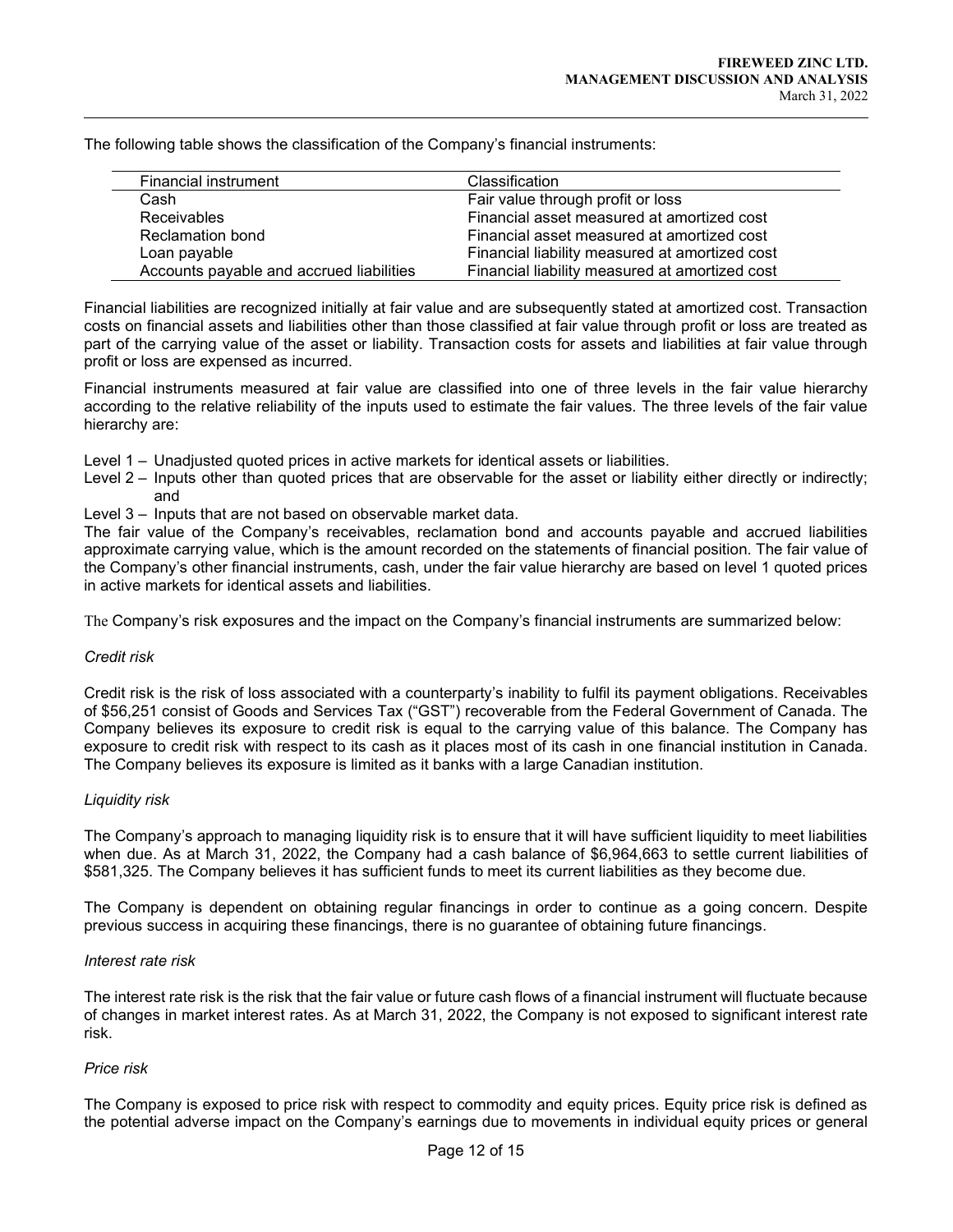The following table shows the classification of the Company's financial instruments:

| Financial instrument | Classification |
|---|---|
| Cash | Fair value through profit or loss |
| Receivables | Financial asset measured at amortized cost |
| Reclamation bond | Financial asset measured at amortized cost |
| Loan payable | Financial liability measured at amortized cost |
| Accounts payable and accrued liabilities | Financial liability measured at amortized cost |

Financial liabilities are recognized initially at fair value and are subsequently stated at amortized cost. Transaction costs on financial assets and liabilities other than those classified at fair value through profit or loss are treated as part of the carrying value of the asset or liability. Transaction costs for assets and liabilities at fair value through profit or loss are expensed as incurred.

Financial instruments measured at fair value are classified into one of three levels in the fair value hierarchy according to the relative reliability of the inputs used to estimate the fair values. The three levels of the fair value hierarchy are:

Level 1 – Unadjusted quoted prices in active markets for identical assets or liabilities.
Level 2 – Inputs other than quoted prices that are observable for the asset or liability either directly or indirectly; and
Level 3 – Inputs that are not based on observable market data.

The fair value of the Company's receivables, reclamation bond and accounts payable and accrued liabilities approximate carrying value, which is the amount recorded on the statements of financial position. The fair value of the Company's other financial instruments, cash, under the fair value hierarchy are based on level 1 quoted prices in active markets for identical assets and liabilities.

The Company's risk exposures and the impact on the Company's financial instruments are summarized below:

*Credit risk*

Credit risk is the risk of loss associated with a counterparty's inability to fulfil its payment obligations. Receivables of $56,251 consist of Goods and Services Tax ("GST") recoverable from the Federal Government of Canada. The Company believes its exposure to credit risk is equal to the carrying value of this balance. The Company has exposure to credit risk with respect to its cash as it places most of its cash in one financial institution in Canada. The Company believes its exposure is limited as it banks with a large Canadian institution.

*Liquidity risk*

The Company's approach to managing liquidity risk is to ensure that it will have sufficient liquidity to meet liabilities when due. As at March 31, 2022, the Company had a cash balance of $6,964,663 to settle current liabilities of $581,325. The Company believes it has sufficient funds to meet its current liabilities as they become due.

The Company is dependent on obtaining regular financings in order to continue as a going concern. Despite previous success in acquiring these financings, there is no guarantee of obtaining future financings.

*Interest rate risk*

The interest rate risk is the risk that the fair value or future cash flows of a financial instrument will fluctuate because of changes in market interest rates. As at March 31, 2022, the Company is not exposed to significant interest rate risk.

*Price risk*

The Company is exposed to price risk with respect to commodity and equity prices. Equity price risk is defined as the potential adverse impact on the Company's earnings due to movements in individual equity prices or general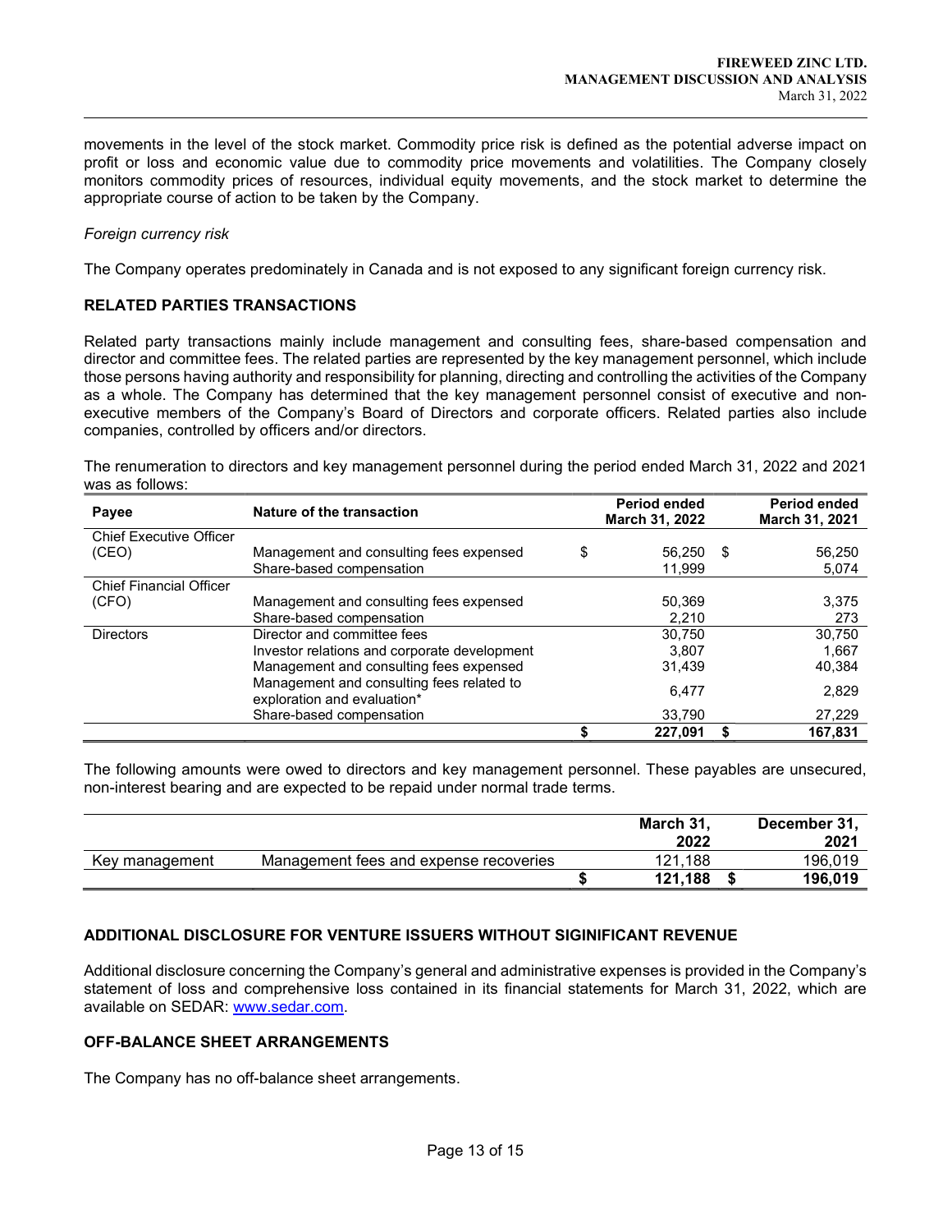movements in the level of the stock market. Commodity price risk is defined as the potential adverse impact on profit or loss and economic value due to commodity price movements and volatilities. The Company closely monitors commodity prices of resources, individual equity movements, and the stock market to determine the appropriate course of action to be taken by the Company.

*Foreign currency risk*

The Company operates predominately in Canada and is not exposed to any significant foreign currency risk.

## RELATED PARTIES TRANSACTIONS

Related party transactions mainly include management and consulting fees, share-based compensation and director and committee fees. The related parties are represented by the key management personnel, which include those persons having authority and responsibility for planning, directing and controlling the activities of the Company as a whole. The Company has determined that the key management personnel consist of executive and non-executive members of the Company's Board of Directors and corporate officers. Related parties also include companies, controlled by officers and/or directors.

The renumeration to directors and key management personnel during the period ended March 31, 2022 and 2021 was as follows:

| Payee | Nature of the transaction | Period ended March 31, 2022 | Period ended March 31, 2021 |
|---|---|---|---|
| Chief Executive Officer (CEO) | Management and consulting fees expensed | $ 56,250 | $ 56,250 |
| | Share-based compensation | 11,999 | 5,074 |
| Chief Financial Officer (CFO) | Management and consulting fees expensed | 50,369 | 3,375 |
| | Share-based compensation | 2,210 | 273 |
| Directors | Director and committee fees | 30,750 | 30,750 |
| | Investor relations and corporate development | 3,807 | 1,667 |
| | Management and consulting fees expensed | 31,439 | 40,384 |
| | Management and consulting fees related to exploration and evaluation* | 6,477 | 2,829 |
| | Share-based compensation | 33,790 | 27,229 |
| | | **$ 227,091** | **$ 167,831** |

The following amounts were owed to directors and key management personnel. These payables are unsecured, non-interest bearing and are expected to be repaid under normal trade terms.

| | | March 31, 2022 | December 31, 2021 |
|---|---|---|---|
| Key management | Management fees and expense recoveries | 121,188 | 196,019 |
| | | **$ 121,188** | **$ 196,019** |

## ADDITIONAL DISCLOSURE FOR VENTURE ISSUERS WITHOUT SIGINIFICANT REVENUE

Additional disclosure concerning the Company's general and administrative expenses is provided in the Company's statement of loss and comprehensive loss contained in its financial statements for March 31, 2022, which are available on SEDAR: www.sedar.com.

## OFF-BALANCE SHEET ARRANGEMENTS

The Company has no off-balance sheet arrangements.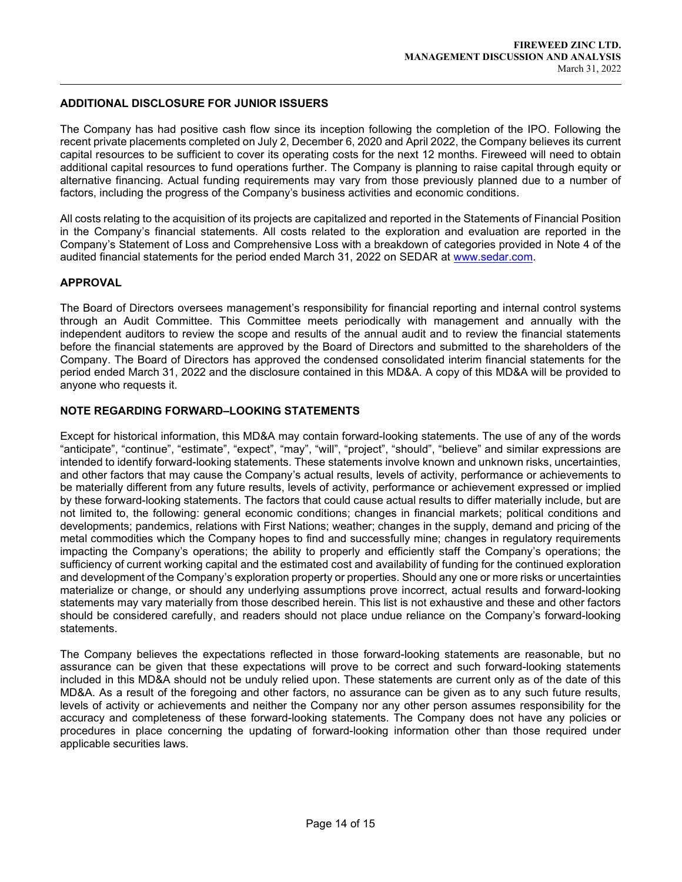## ADDITIONAL DISCLOSURE FOR JUNIOR ISSUERS

The Company has had positive cash flow since its inception following the completion of the IPO. Following the recent private placements completed on July 2, December 6, 2020 and April 2022, the Company believes its current capital resources to be sufficient to cover its operating costs for the next 12 months. Fireweed will need to obtain additional capital resources to fund operations further. The Company is planning to raise capital through equity or alternative financing. Actual funding requirements may vary from those previously planned due to a number of factors, including the progress of the Company's business activities and economic conditions.

All costs relating to the acquisition of its projects are capitalized and reported in the Statements of Financial Position in the Company's financial statements. All costs related to the exploration and evaluation are reported in the Company's Statement of Loss and Comprehensive Loss with a breakdown of categories provided in Note 4 of the audited financial statements for the period ended March 31, 2022 on SEDAR at www.sedar.com.

## APPROVAL

The Board of Directors oversees management's responsibility for financial reporting and internal control systems through an Audit Committee. This Committee meets periodically with management and annually with the independent auditors to review the scope and results of the annual audit and to review the financial statements before the financial statements are approved by the Board of Directors and submitted to the shareholders of the Company. The Board of Directors has approved the condensed consolidated interim financial statements for the period ended March 31, 2022 and the disclosure contained in this MD&A. A copy of this MD&A will be provided to anyone who requests it.

## NOTE REGARDING FORWARD–LOOKING STATEMENTS

Except for historical information, this MD&A may contain forward-looking statements. The use of any of the words "anticipate", "continue", "estimate", "expect", "may", "will", "project", "should", "believe" and similar expressions are intended to identify forward-looking statements. These statements involve known and unknown risks, uncertainties, and other factors that may cause the Company's actual results, levels of activity, performance or achievements to be materially different from any future results, levels of activity, performance or achievement expressed or implied by these forward-looking statements. The factors that could cause actual results to differ materially include, but are not limited to, the following: general economic conditions; changes in financial markets; political conditions and developments; pandemics, relations with First Nations; weather; changes in the supply, demand and pricing of the metal commodities which the Company hopes to find and successfully mine; changes in regulatory requirements impacting the Company's operations; the ability to properly and efficiently staff the Company's operations; the sufficiency of current working capital and the estimated cost and availability of funding for the continued exploration and development of the Company's exploration property or properties. Should any one or more risks or uncertainties materialize or change, or should any underlying assumptions prove incorrect, actual results and forward-looking statements may vary materially from those described herein. This list is not exhaustive and these and other factors should be considered carefully, and readers should not place undue reliance on the Company's forward-looking statements.

The Company believes the expectations reflected in those forward-looking statements are reasonable, but no assurance can be given that these expectations will prove to be correct and such forward-looking statements included in this MD&A should not be unduly relied upon. These statements are current only as of the date of this MD&A. As a result of the foregoing and other factors, no assurance can be given as to any such future results, levels of activity or achievements and neither the Company nor any other person assumes responsibility for the accuracy and completeness of these forward-looking statements. The Company does not have any policies or procedures in place concerning the updating of forward-looking information other than those required under applicable securities laws.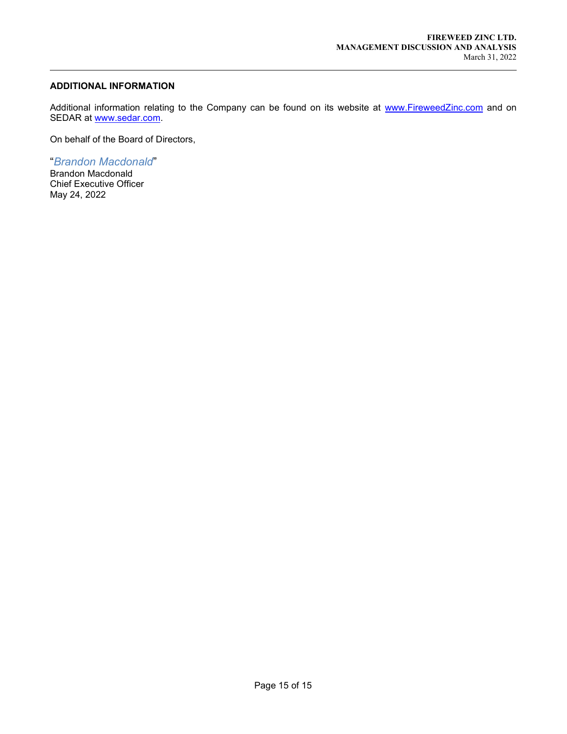## ADDITIONAL INFORMATION

Additional information relating to the Company can be found on its website at www.FireweedZinc.com and on SEDAR at www.sedar.com.

On behalf of the Board of Directors,

"*Brandon Macdonald*"
Brandon Macdonald
Chief Executive Officer
May 24, 2022